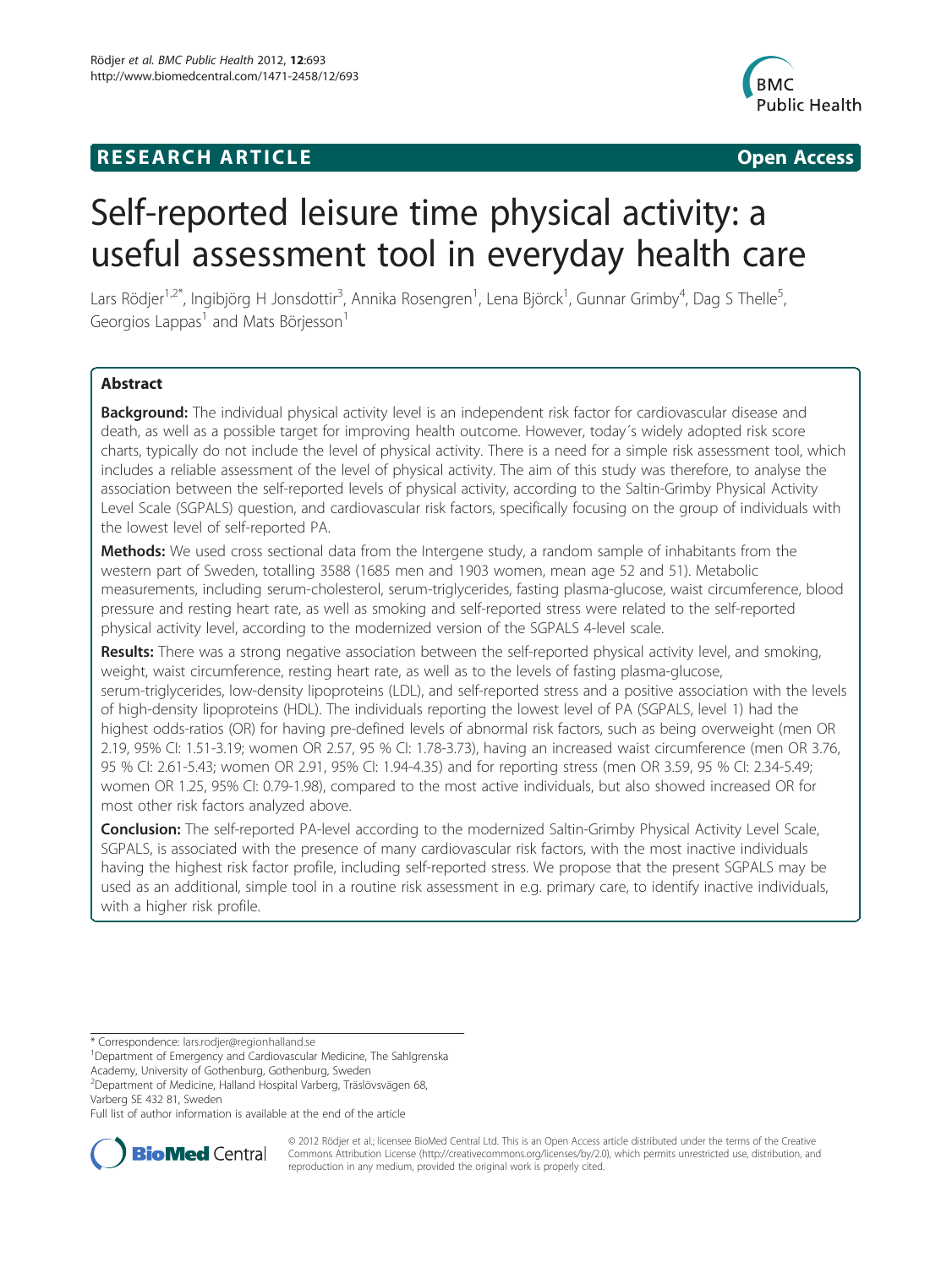**RESEARCH ARTICLE** **Open Access**

# Self-reported leisure time physical activity: a useful assessment tool in everyday health care

Lars Rödjer[1,2*], Ingibjörg H Jonsdottir[3], Annika Rosengren[1], Lena Björck[1], Gunnar Grimby[4], Dag S Thelle[5], Georgios Lappas[1] and Mats Börjesson[1]

## Abstract

**Background:** The individual physical activity level is an independent risk factor for cardiovascular disease and death, as well as a possible target for improving health outcome. However, today´s widely adopted risk score charts, typically do not include the level of physical activity. There is a need for a simple risk assessment tool, which includes a reliable assessment of the level of physical activity. The aim of this study was therefore, to analyse the association between the self-reported levels of physical activity, according to the Saltin-Grimby Physical Activity Level Scale (SGPALS) question, and cardiovascular risk factors, specifically focusing on the group of individuals with the lowest level of self-reported PA.

**Methods:** We used cross sectional data from the Intergene study, a random sample of inhabitants from the western part of Sweden, totalling 3588 (1685 men and 1903 women, mean age 52 and 51). Metabolic measurements, including serum-cholesterol, serum-triglycerides, fasting plasma-glucose, waist circumference, blood pressure and resting heart rate, as well as smoking and self-reported stress were related to the self-reported physical activity level, according to the modernized version of the SGPALS 4-level scale.

**Results:** There was a strong negative association between the self-reported physical activity level, and smoking, weight, waist circumference, resting heart rate, as well as to the levels of fasting plasma-glucose, serum-triglycerides, low-density lipoproteins (LDL), and self-reported stress and a positive association with the levels of high-density lipoproteins (HDL). The individuals reporting the lowest level of PA (SGPALS, level 1) had the highest odds-ratios (OR) for having pre-defined levels of abnormal risk factors, such as being overweight (men OR 2.19, 95% CI: 1.51-3.19; women OR 2.57, 95 % CI: 1.78-3.73), having an increased waist circumference (men OR 3.76, 95 % CI: 2.61-5.43; women OR 2.91, 95% CI: 1.94-4.35) and for reporting stress (men OR 3.59, 95 % CI: 2.34-5.49; women OR 1.25, 95% CI: 0.79-1.98), compared to the most active individuals, but also showed increased OR for most other risk factors analyzed above.

**Conclusion:** The self-reported PA-level according to the modernized Saltin-Grimby Physical Activity Level Scale, SGPALS, is associated with the presence of many cardiovascular risk factors, with the most inactive individuals having the highest risk factor profile, including self-reported stress. We propose that the present SGPALS may be used as an additional, simple tool in a routine risk assessment in e.g. primary care, to identify inactive individuals, with a higher risk profile.

\* Correspondence: lars.rodjer@regionhalland.se
[1]Department of Emergency and Cardiovascular Medicine, The Sahlgrenska Academy, University of Gothenburg, Gothenburg, Sweden
[2]Department of Medicine, Halland Hospital Varberg, Träslövsvägen 68, Varberg SE 432 81, Sweden
Full list of author information is available at the end of the article

© 2012 Rödjer et al.; licensee BioMed Central Ltd. This is an Open Access article distributed under the terms of the Creative Commons Attribution License (http://creativecommons.org/licenses/by/2.0), which permits unrestricted use, distribution, and reproduction in any medium, provided the original work is properly cited.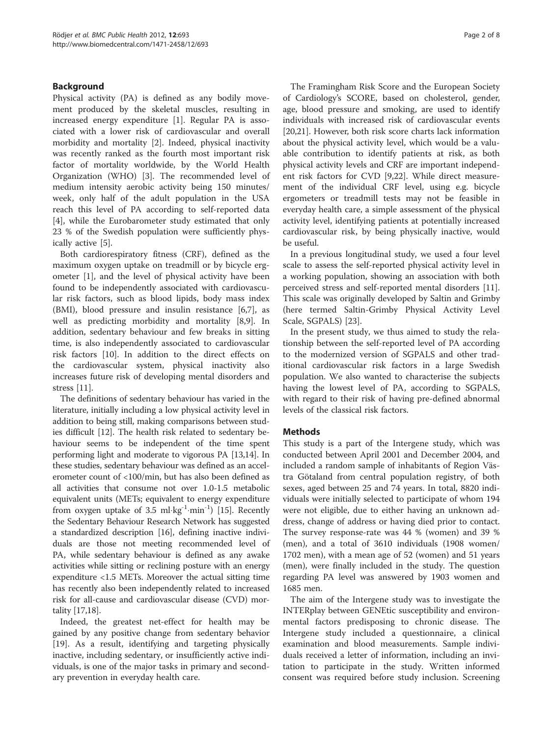## Background

Physical activity (PA) is defined as any bodily movement produced by the skeletal muscles, resulting in increased energy expenditure [1]. Regular PA is associated with a lower risk of cardiovascular and overall morbidity and mortality [2]. Indeed, physical inactivity was recently ranked as the fourth most important risk factor of mortality worldwide, by the World Health Organization (WHO) [3]. The recommended level of medium intensity aerobic activity being 150 minutes/week, only half of the adult population in the USA reach this level of PA according to self-reported data [4], while the Eurobarometer study estimated that only 23 % of the Swedish population were sufficiently physically active [5].

Both cardiorespiratory fitness (CRF), defined as the maximum oxygen uptake on treadmill or by bicycle ergometer [1], and the level of physical activity have been found to be independently associated with cardiovascular risk factors, such as blood lipids, body mass index (BMI), blood pressure and insulin resistance [6,7], as well as predicting morbidity and mortality [8,9]. In addition, sedentary behaviour and few breaks in sitting time, is also independently associated to cardiovascular risk factors [10]. In addition to the direct effects on the cardiovascular system, physical inactivity also increases future risk of developing mental disorders and stress [11].

The definitions of sedentary behaviour has varied in the literature, initially including a low physical activity level in addition to being still, making comparisons between studies difficult [12]. The health risk related to sedentary behaviour seems to be independent of the time spent performing light and moderate to vigorous PA [13,14]. In these studies, sedentary behaviour was defined as an accelerometer count of <100/min, but has also been defined as all activities that consume not over 1.0-1.5 metabolic equivalent units (METs; equivalent to energy expenditure from oxygen uptake of 3.5 $ml \cdot kg^{-1} \cdot min^{-1}$) [15]. Recently the Sedentary Behaviour Research Network has suggested a standardized description [16], defining inactive individuals are those not meeting recommended level of PA, while sedentary behaviour is defined as any awake activities while sitting or reclining posture with an energy expenditure <1.5 METs. Moreover the actual sitting time has recently also been independently related to increased risk for all-cause and cardiovascular disease (CVD) mortality [17,18].

Indeed, the greatest net-effect for health may be gained by any positive change from sedentary behavior [19]. As a result, identifying and targeting physically inactive, including sedentary, or insufficiently active individuals, is one of the major tasks in primary and secondary prevention in everyday health care.

The Framingham Risk Score and the European Society of Cardiology's SCORE, based on cholesterol, gender, age, blood pressure and smoking, are used to identify individuals with increased risk of cardiovascular events [20,21]. However, both risk score charts lack information about the physical activity level, which would be a valuable contribution to identify patients at risk, as both physical activity levels and CRF are important independent risk factors for CVD [9,22]. While direct measurement of the individual CRF level, using e.g. bicycle ergometers or treadmill tests may not be feasible in everyday health care, a simple assessment of the physical activity level, identifying patients at potentially increased cardiovascular risk, by being physically inactive, would be useful.

In a previous longitudinal study, we used a four level scale to assess the self-reported physical activity level in a working population, showing an association with both perceived stress and self-reported mental disorders [11]. This scale was originally developed by Saltin and Grimby (here termed Saltin-Grimby Physical Activity Level Scale, SGPALS) [23].

In the present study, we thus aimed to study the relationship between the self-reported level of PA according to the modernized version of SGPALS and other traditional cardiovascular risk factors in a large Swedish population. We also wanted to characterise the subjects having the lowest level of PA, according to SGPALS, with regard to their risk of having pre-defined abnormal levels of the classical risk factors.

## Methods

This study is a part of the Intergene study, which was conducted between April 2001 and December 2004, and included a random sample of inhabitants of Region Västra Götaland from central population registry, of both sexes, aged between 25 and 74 years. In total, 8820 individuals were initially selected to participate of whom 194 were not eligible, due to either having an unknown address, change of address or having died prior to contact. The survey response-rate was 44 % (women) and 39 % (men), and a total of 3610 individuals (1908 women/1702 men), with a mean age of 52 (women) and 51 years (men), were finally included in the study. The question regarding PA level was answered by 1903 women and 1685 men.

The aim of the Intergene study was to investigate the INTERplay between GENEtic susceptibility and environmental factors predisposing to chronic disease. The Intergene study included a questionnaire, a clinical examination and blood measurements. Sample individuals received a letter of information, including an invitation to participate in the study. Written informed consent was required before study inclusion. Screening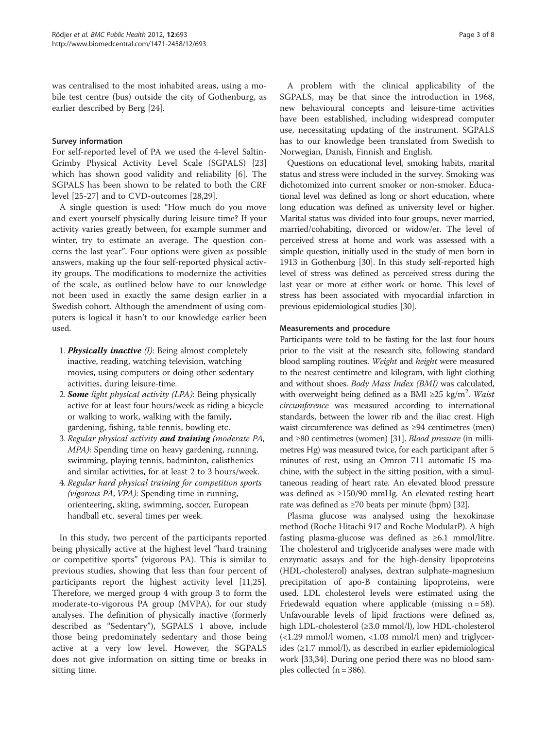was centralised to the most inhabited areas, using a mobile test centre (bus) outside the city of Gothenburg, as earlier described by Berg [24].

### Survey information

For self-reported level of PA we used the 4-level Saltin-Grimby Physical Activity Level Scale (SGPALS) [23] which has shown good validity and reliability [6]. The SGPALS has been shown to be related to both the CRF level [25-27] and to CVD-outcomes [28,29].

A single question is used: "How much do you move and exert yourself physically during leisure time? If your activity varies greatly between, for example summer and winter, try to estimate an average. The question concerns the last year". Four options were given as possible answers, making up the four self-reported physical activity groups. The modifications to modernize the activities of the scale, as outlined below have to our knowledge not been used in exactly the same design earlier in a Swedish cohort. Although the amendment of using computers is logical it hasn't to our knowledge earlier been used.

1. ***Physically inactive*** *(I)*: Being almost completely inactive, reading, watching television, watching movies, using computers or doing other sedentary activities, during leisure-time.
2. ***Some*** *light physical activity (LPA)*: Being physically active for at least four hours/week as riding a bicycle or walking to work, walking with the family, gardening, fishing, table tennis, bowling etc.
3. *Regular physical activity* ***and training*** *(moderate PA, MPA)*: Spending time on heavy gardening, running, swimming, playing tennis, badminton, calisthenics and similar activities, for at least 2 to 3 hours/week.
4. *Regular hard physical training for competition sports (vigorous PA, VPA)*: Spending time in running, orienteering, skiing, swimming, soccer, European handball etc. several times per week.

In this study, two percent of the participants reported being physically active at the highest level "hard training or competitive sports" (vigorous PA). This is similar to previous studies, showing that less than four percent of participants report the highest activity level [11,25]. Therefore, we merged group 4 with group 3 to form the moderate-to-vigorous PA group (MVPA), for our study analyses. The definition of physically inactive (formerly described as "Sedentary"), SGPALS 1 above, include those being predominately sedentary and those being active at a very low level. However, the SGPALS does not give information on sitting time or breaks in sitting time.

A problem with the clinical applicability of the SGPALS, may be that since the introduction in 1968, new behavioural concepts and leisure-time activities have been established, including widespread computer use, necessitating updating of the instrument. SGPALS has to our knowledge been translated from Swedish to Norwegian, Danish, Finnish and English.

Questions on educational level, smoking habits, marital status and stress were included in the survey. Smoking was dichotomized into current smoker or non-smoker. Educational level was defined as long or short education, where long education was defined as university level or higher. Marital status was divided into four groups, never married, married/cohabiting, divorced or widow/er. The level of perceived stress at home and work was assessed with a simple question, initially used in the study of men born in 1913 in Gothenburg [30]. In this study self-reported high level of stress was defined as perceived stress during the last year or more at either work or home. This level of stress has been associated with myocardial infarction in previous epidemiological studies [30].

### Measurements and procedure

Participants were told to be fasting for the last four hours prior to the visit at the research site, following standard blood sampling routines. *Weight* and *height* were measured to the nearest centimetre and kilogram, with light clothing and without shoes. *Body Mass Index (BMI)* was calculated, with overweight being defined as a BMI ≥25 kg/m$^2$. *Waist circumference* was measured according to international standards, between the lower rib and the iliac crest. High waist circumference was defined as ≥94 centimetres (men) and ≥80 centimetres (women) [31]. *Blood pressure* (in millimetres Hg) was measured twice, for each participant after 5 minutes of rest, using an Omron 711 automatic IS machine, with the subject in the sitting position, with a simultaneous reading of heart rate. An elevated blood pressure was defined as ≥150/90 mmHg. An elevated resting heart rate was defined as ≥70 beats per minute (bpm) [32].

Plasma glucose was analysed using the hexokinase method (Roche Hitachi 917 and Roche ModularP). A high fasting plasma-glucose was defined as ≥6.1 mmol/litre. The cholesterol and triglyceride analyses were made with enzymatic assays and for the high-density lipoproteins (HDL-cholesterol) analyses, dextran sulphate-magnesium precipitation of apo-B containing lipoproteins, were used. LDL cholesterol levels were estimated using the Friedewald equation where applicable (missing n = 58). Unfavourable levels of lipid fractions were defined as, high LDL-cholesterol (≥3.0 mmol/l), low HDL-cholesterol (<1.29 mmol/l women, <1.03 mmol/l men) and triglycerides (≥1.7 mmol/l), as described in earlier epidemiological work [33,34]. During one period there was no blood samples collected (n = 386).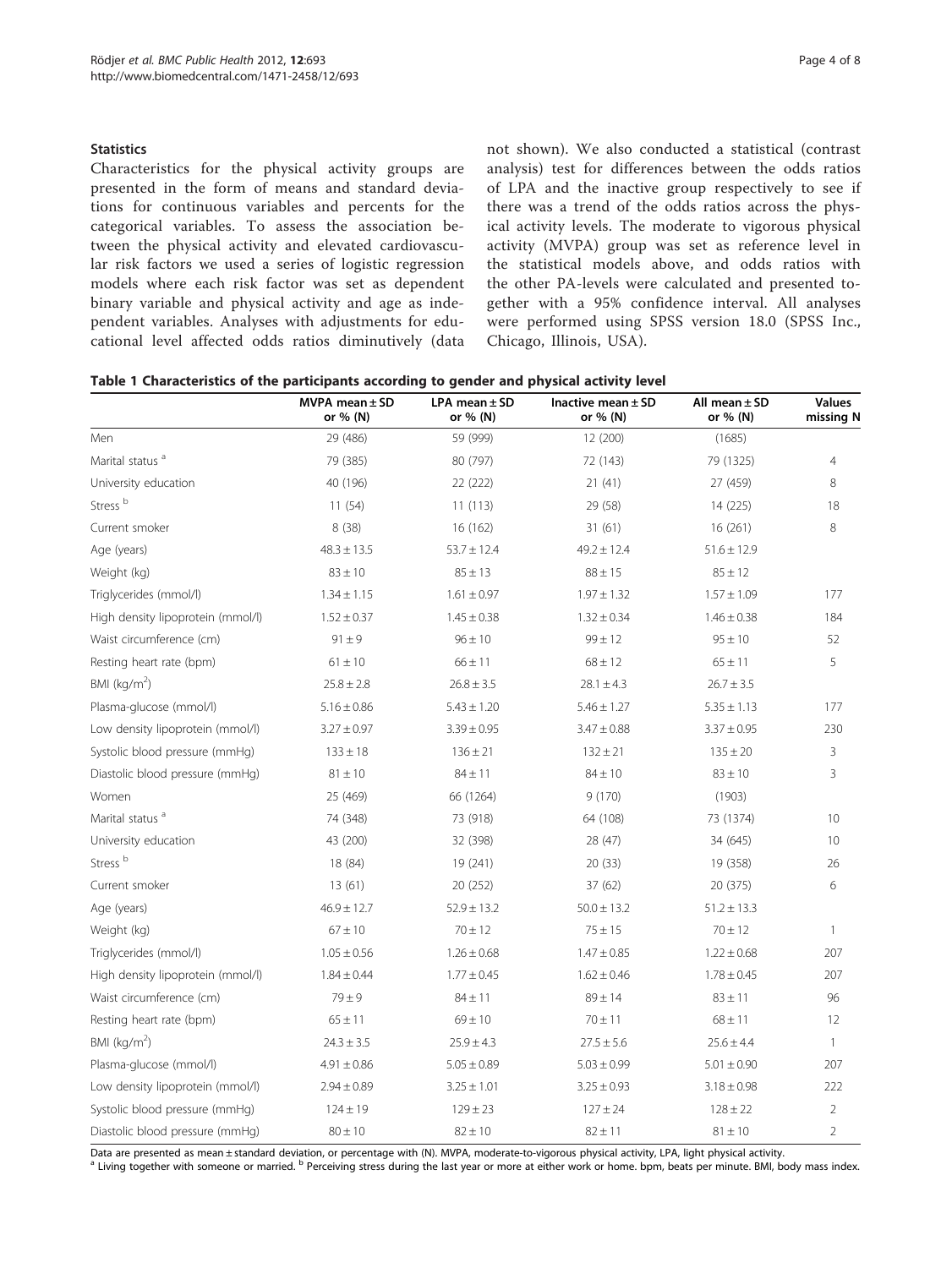### Statistics

Characteristics for the physical activity groups are presented in the form of means and standard deviations for continuous variables and percents for the categorical variables. To assess the association between the physical activity and elevated cardiovascular risk factors we used a series of logistic regression models where each risk factor was set as dependent binary variable and physical activity and age as independent variables. Analyses with adjustments for educational level affected odds ratios diminutively (data not shown). We also conducted a statistical (contrast analysis) test for differences between the odds ratios of LPA and the inactive group respectively to see if there was a trend of the odds ratios across the physical activity levels. The moderate to vigorous physical activity (MVPA) group was set as reference level in the statistical models above, and odds ratios with the other PA-levels were calculated and presented together with a 95% confidence interval. All analyses were performed using SPSS version 18.0 (SPSS Inc., Chicago, Illinois, USA).

**Table 1 Characteristics of the participants according to gender and physical activity level**

| | MVPA mean ± SD or % (N) | LPA mean ± SD or % (N) | Inactive mean ± SD or % (N) | All mean ± SD or % (N) | Values missing N |
|---|---|---|---|---|---|
| Men | 29 (486) | 59 (999) | 12 (200) | (1685) | |
| Marital status [a] | 79 (385) | 80 (797) | 72 (143) | 79 (1325) | 4 |
| University education | 40 (196) | 22 (222) | 21 (41) | 27 (459) | 8 |
| Stress [b] | 11 (54) | 11 (113) | 29 (58) | 14 (225) | 18 |
| Current smoker | 8 (38) | 16 (162) | 31 (61) | 16 (261) | 8 |
| Age (years) | 48.3 ± 13.5 | 53.7 ± 12.4 | 49.2 ± 12.4 | 51.6 ± 12.9 | |
| Weight (kg) | 83 ± 10 | 85 ± 13 | 88 ± 15 | 85 ± 12 | |
| Triglycerides (mmol/l) | 1.34 ± 1.15 | 1.61 ± 0.97 | 1.97 ± 1.32 | 1.57 ± 1.09 | 177 |
| High density lipoprotein (mmol/l) | 1.52 ± 0.37 | 1.45 ± 0.38 | 1.32 ± 0.34 | 1.46 ± 0.38 | 184 |
| Waist circumference (cm) | 91 ± 9 | 96 ± 10 | 99 ± 12 | 95 ± 10 | 52 |
| Resting heart rate (bpm) | 61 ± 10 | 66 ± 11 | 68 ± 12 | 65 ± 11 | 5 |
| BMI (kg/m$^2$) | 25.8 ± 2.8 | 26.8 ± 3.5 | 28.1 ± 4.3 | 26.7 ± 3.5 | |
| Plasma-glucose (mmol/l) | 5.16 ± 0.86 | 5.43 ± 1.20 | 5.46 ± 1.27 | 5.35 ± 1.13 | 177 |
| Low density lipoprotein (mmol/l) | 3.27 ± 0.97 | 3.39 ± 0.95 | 3.47 ± 0.88 | 3.37 ± 0.95 | 230 |
| Systolic blood pressure (mmHg) | 133 ± 18 | 136 ± 21 | 132 ± 21 | 135 ± 20 | 3 |
| Diastolic blood pressure (mmHg) | 81 ± 10 | 84 ± 11 | 84 ± 10 | 83 ± 10 | 3 |
| Women | 25 (469) | 66 (1264) | 9 (170) | (1903) | |
| Marital status [a] | 74 (348) | 73 (918) | 64 (108) | 73 (1374) | 10 |
| University education | 43 (200) | 32 (398) | 28 (47) | 34 (645) | 10 |
| Stress [b] | 18 (84) | 19 (241) | 20 (33) | 19 (358) | 26 |
| Current smoker | 13 (61) | 20 (252) | 37 (62) | 20 (375) | 6 |
| Age (years) | 46.9 ± 12.7 | 52.9 ± 13.2 | 50.0 ± 13.2 | 51.2 ± 13.3 | |
| Weight (kg) | 67 ± 10 | 70 ± 12 | 75 ± 15 | 70 ± 12 | 1 |
| Triglycerides (mmol/l) | 1.05 ± 0.56 | 1.26 ± 0.68 | 1.47 ± 0.85 | 1.22 ± 0.68 | 207 |
| High density lipoprotein (mmol/l) | 1.84 ± 0.44 | 1.77 ± 0.45 | 1.62 ± 0.46 | 1.78 ± 0.45 | 207 |
| Waist circumference (cm) | 79 ± 9 | 84 ± 11 | 89 ± 14 | 83 ± 11 | 96 |
| Resting heart rate (bpm) | 65 ± 11 | 69 ± 10 | 70 ± 11 | 68 ± 11 | 12 |
| BMI (kg/m$^2$) | 24.3 ± 3.5 | 25.9 ± 4.3 | 27.5 ± 5.6 | 25.6 ± 4.4 | 1 |
| Plasma-glucose (mmol/l) | 4.91 ± 0.86 | 5.05 ± 0.89 | 5.03 ± 0.99 | 5.01 ± 0.90 | 207 |
| Low density lipoprotein (mmol/l) | 2.94 ± 0.89 | 3.25 ± 1.01 | 3.25 ± 0.93 | 3.18 ± 0.98 | 222 |
| Systolic blood pressure (mmHg) | 124 ± 19 | 129 ± 23 | 127 ± 24 | 128 ± 22 | 2 |
| Diastolic blood pressure (mmHg) | 80 ± 10 | 82 ± 10 | 82 ± 11 | 81 ± 10 | 2 |

Data are presented as mean ± standard deviation, or percentage with (N). MVPA, moderate-to-vigorous physical activity, LPA, light physical activity.
[a] Living together with someone or married. [b] Perceiving stress during the last year or more at either work or home. bpm, beats per minute. BMI, body mass index.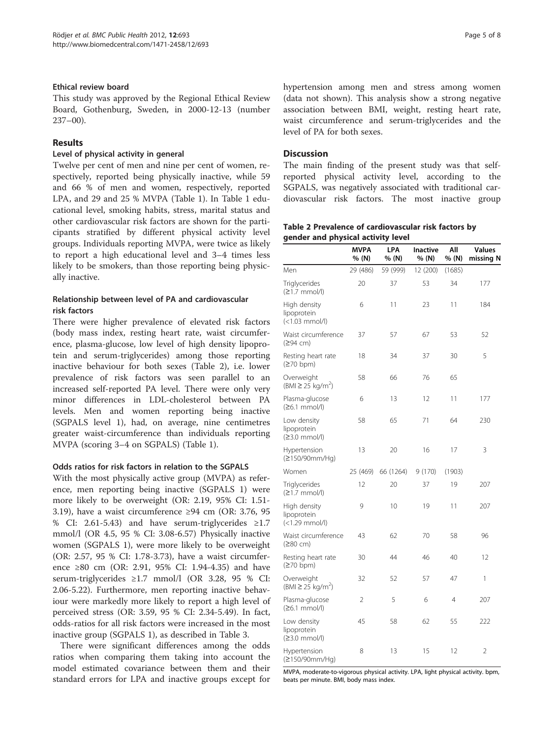### Ethical review board

This study was approved by the Regional Ethical Review Board, Gothenburg, Sweden, in 2000-12-13 (number 237–00).

## Results

### Level of physical activity in general

Twelve per cent of men and nine per cent of women, respectively, reported being physically inactive, while 59 and 66 % of men and women, respectively, reported LPA, and 29 and 25 % MVPA (Table 1). In Table 1 educational level, smoking habits, stress, marital status and other cardiovascular risk factors are shown for the participants stratified by different physical activity level groups. Individuals reporting MVPA, were twice as likely to report a high educational level and 3–4 times less likely to be smokers, than those reporting being physically inactive.

### Relationship between level of PA and cardiovascular risk factors

There were higher prevalence of elevated risk factors (body mass index, resting heart rate, waist circumference, plasma-glucose, low level of high density lipoprotein and serum-triglycerides) among those reporting inactive behaviour for both sexes (Table 2), i.e. lower prevalence of risk factors was seen parallel to an increased self-reported PA level. There were only very minor differences in LDL-cholesterol between PA levels. Men and women reporting being inactive (SGPALS level 1), had, on average, nine centimetres greater waist-circumference than individuals reporting MVPA (scoring 3–4 on SGPALS) (Table 1).

### Odds ratios for risk factors in relation to the SGPALS

With the most physically active group (MVPA) as reference, men reporting being inactive (SGPALS 1) were more likely to be overweight (OR: 2.19, 95% CI: 1.51-3.19), have a waist circumference ≥94 cm (OR: 3.76, 95 % CI: 2.61-5.43) and have serum-triglycerides ≥1.7 mmol/l (OR 4.5, 95 % CI: 3.08-6.57) Physically inactive women (SGPALS 1), were more likely to be overweight (OR: 2.57, 95 % CI: 1.78-3.73), have a waist circumference ≥80 cm (OR: 2.91, 95% CI: 1.94-4.35) and have serum-triglycerides ≥1.7 mmol/l (OR 3.28, 95 % CI: 2.06-5.22). Furthermore, men reporting inactive behaviour were markedly more likely to report a high level of perceived stress (OR: 3.59, 95 % CI: 2.34-5.49). In fact, odds-ratios for all risk factors were increased in the most inactive group (SGPALS 1), as described in Table 3.

There were significant differences among the odds ratios when comparing them taking into account the model estimated covariance between them and their standard errors for LPA and inactive groups except for hypertension among men and stress among women (data not shown). This analysis show a strong negative association between BMI, weight, resting heart rate, waist circumference and serum-triglycerides and the level of PA for both sexes.

## Discussion

The main finding of the present study was that self-reported physical activity level, according to the SGPALS, was negatively associated with traditional cardiovascular risk factors. The most inactive group

**Table 2 Prevalence of cardiovascular risk factors by gender and physical activity level**

| | MVPA % (N) | LPA % (N) | Inactive % (N) | All % (N) | Values missing N |
|---|---|---|---|---|---|
| Men | 29 (486) | 59 (999) | 12 (200) | (1685) | |
| Triglycerides (≥1.7 mmol/l) | 20 | 37 | 53 | 34 | 177 |
| High density lipoprotein (<1.03 mmol/l) | 6 | 11 | 23 | 11 | 184 |
| Waist circumference (≥94 cm) | 37 | 57 | 67 | 53 | 52 |
| Resting heart rate (≥70 bpm) | 18 | 34 | 37 | 30 | 5 |
| Overweight (BMI ≥ 25 kg/m$^2$) | 58 | 66 | 76 | 65 | |
| Plasma-glucose (≥6.1 mmol/l) | 6 | 13 | 12 | 11 | 177 |
| Low density lipoprotein (≥3.0 mmol/l) | 58 | 65 | 71 | 64 | 230 |
| Hypertension (≥150/90mm/Hg) | 13 | 20 | 16 | 17 | 3 |
| Women | 25 (469) | 66 (1264) | 9 (170) | (1903) | |
| Triglycerides (≥1.7 mmol/l) | 12 | 20 | 37 | 19 | 207 |
| High density lipoprotein (<1.29 mmol/l) | 9 | 10 | 19 | 11 | 207 |
| Waist circumference (≥80 cm) | 43 | 62 | 70 | 58 | 96 |
| Resting heart rate (≥70 bpm) | 30 | 44 | 46 | 40 | 12 |
| Overweight (BMI ≥ 25 kg/m$^2$) | 32 | 52 | 57 | 47 | 1 |
| Plasma-glucose (≥6.1 mmol/l) | 2 | 5 | 6 | 4 | 207 |
| Low density lipoprotein (≥3.0 mmol/l) | 45 | 58 | 62 | 55 | 222 |
| Hypertension (≥150/90mm/Hg) | 8 | 13 | 15 | 12 | 2 |

MVPA, moderate-to-vigorous physical activity. LPA, light physical activity. bpm, beats per minute. BMI, body mass index.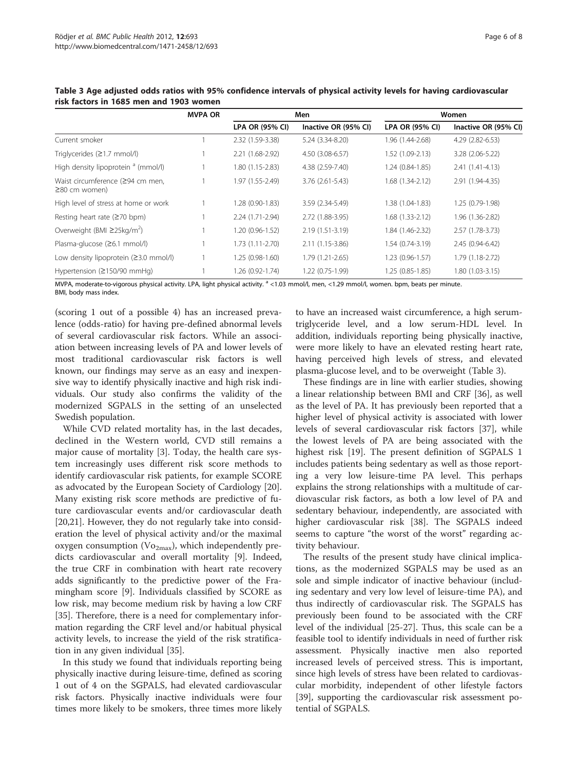**Table 3 Age adjusted odds ratios with 95% confidence intervals of physical activity levels for having cardiovascular risk factors in 1685 men and 1903 women**

| | MVPA OR | Men | | Women | |
|---|---|---|---|---|---|
| | | LPA OR (95% CI) | Inactive OR (95% CI) | LPA OR (95% CI) | Inactive OR (95% CI) |
| Current smoker | 1 | 2.32 (1.59-3.38) | 5.24 (3.34-8.20) | 1.96 (1.44-2.68) | 4.29 (2.82-6.53) |
| Triglycerides (≥1.7 mmol/l) | 1 | 2.21 (1.68-2.92) | 4.50 (3.08-6.57) | 1.52 (1.09-2.13) | 3.28 (2.06-5.22) |
| High density lipoprotein [a] (mmol/l) | 1 | 1.80 (1.15-2.83) | 4.38 (2.59-7.40) | 1.24 (0.84-1.85) | 2.41 (1.41-4.13) |
| Waist circumference (≥94 cm men, ≥80 cm women) | 1 | 1.97 (1.55-2.49) | 3.76 (2.61-5.43) | 1.68 (1.34-2.12) | 2.91 (1.94-4.35) |
| High level of stress at home or work | 1 | 1.28 (0.90-1.83) | 3.59 (2.34-5.49) | 1.38 (1.04-1.83) | 1.25 (0.79-1.98) |
| Resting heart rate (≥70 bpm) | 1 | 2.24 (1.71-2.94) | 2.72 (1.88-3.95) | 1.68 (1.33-2.12) | 1.96 (1.36-2.82) |
| Overweight (BMI ≥25kg/m$^2$) | 1 | 1.20 (0.96-1.52) | 2.19 (1.51-3.19) | 1.84 (1.46-2.32) | 2.57 (1.78-3.73) |
| Plasma-glucose (≥6.1 mmol/l) | 1 | 1.73 (1.11-2.70) | 2.11 (1.15-3.86) | 1.54 (0.74-3.19) | 2.45 (0.94-6.42) |
| Low density lipoprotein (≥3.0 mmol/l) | 1 | 1.25 (0.98-1.60) | 1.79 (1.21-2.65) | 1.23 (0.96-1.57) | 1.79 (1.18-2.72) |
| Hypertension (≥150/90 mmHg) | 1 | 1.26 (0.92-1.74) | 1.22 (0.75-1.99) | 1.25 (0.85-1.85) | 1.80 (1.03-3.15) |

MVPA, moderate-to-vigorous physical activity. LPA, light physical activity. [a] <1.03 mmol/l, men, <1.29 mmol/l, women. bpm, beats per minute. BMI, body mass index.

(scoring 1 out of a possible 4) has an increased prevalence (odds-ratio) for having pre-defined abnormal levels of several cardiovascular risk factors. While an association between increasing levels of PA and lower levels of most traditional cardiovascular risk factors is well known, our findings may serve as an easy and inexpensive way to identify physically inactive and high risk individuals. Our study also confirms the validity of the modernized SGPALS in the setting of an unselected Swedish population.

While CVD related mortality has, in the last decades, declined in the Western world, CVD still remains a major cause of mortality [3]. Today, the health care system increasingly uses different risk score methods to identify cardiovascular risk patients, for example SCORE as advocated by the European Society of Cardiology [20]. Many existing risk score methods are predictive of future cardiovascular events and/or cardiovascular death [20,21]. However, they do not regularly take into consideration the level of physical activity and/or the maximal oxygen consumption ($Vo_{2max}$), which independently predicts cardiovascular and overall mortality [9]. Indeed, the true CRF in combination with heart rate recovery adds significantly to the predictive power of the Framingham score [9]. Individuals classified by SCORE as low risk, may become medium risk by having a low CRF [35]. Therefore, there is a need for complementary information regarding the CRF level and/or habitual physical activity levels, to increase the yield of the risk stratification in any given individual [35].

In this study we found that individuals reporting being physically inactive during leisure-time, defined as scoring 1 out of 4 on the SGPALS, had elevated cardiovascular risk factors. Physically inactive individuals were four times more likely to be smokers, three times more likely to have an increased waist circumference, a high serum-triglyceride level, and a low serum-HDL level. In addition, individuals reporting being physically inactive, were more likely to have an elevated resting heart rate, having perceived high levels of stress, and elevated plasma-glucose level, and to be overweight (Table 3).

These findings are in line with earlier studies, showing a linear relationship between BMI and CRF [36], as well as the level of PA. It has previously been reported that a higher level of physical activity is associated with lower levels of several cardiovascular risk factors [37], while the lowest levels of PA are being associated with the highest risk [19]. The present definition of SGPALS 1 includes patients being sedentary as well as those reporting a very low leisure-time PA level. This perhaps explains the strong relationships with a multitude of cardiovascular risk factors, as both a low level of PA and sedentary behaviour, independently, are associated with higher cardiovascular risk [38]. The SGPALS indeed seems to capture "the worst of the worst" regarding activity behaviour.

The results of the present study have clinical implications, as the modernized SGPALS may be used as an sole and simple indicator of inactive behaviour (including sedentary and very low level of leisure-time PA), and thus indirectly of cardiovascular risk. The SGPALS has previously been found to be associated with the CRF level of the individual [25-27]. Thus, this scale can be a feasible tool to identify individuals in need of further risk assessment. Physically inactive men also reported increased levels of perceived stress. This is important, since high levels of stress have been related to cardiovascular morbidity, independent of other lifestyle factors [39], supporting the cardiovascular risk assessment potential of SGPALS.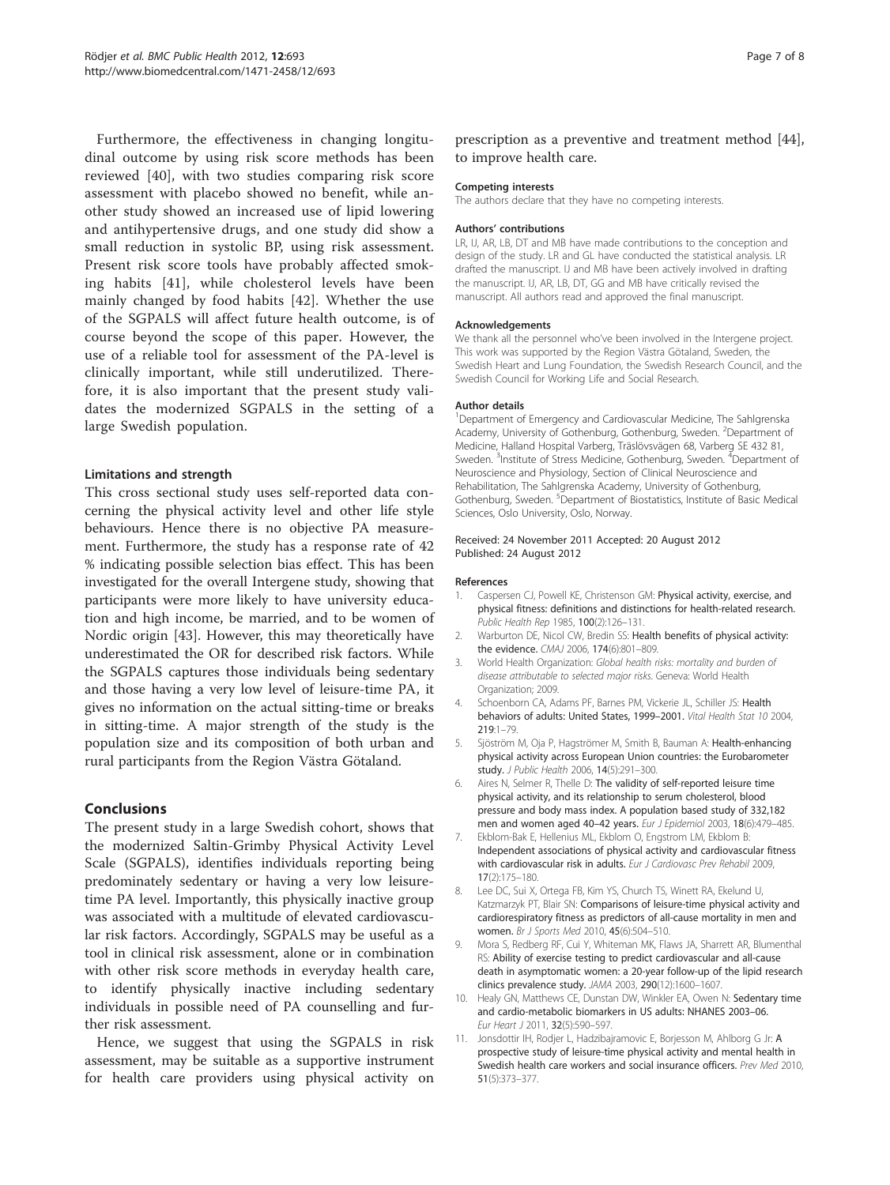Furthermore, the effectiveness in changing longitudinal outcome by using risk score methods has been reviewed [40], with two studies comparing risk score assessment with placebo showed no benefit, while another study showed an increased use of lipid lowering and antihypertensive drugs, and one study did show a small reduction in systolic BP, using risk assessment. Present risk score tools have probably affected smoking habits [41], while cholesterol levels have been mainly changed by food habits [42]. Whether the use of the SGPALS will affect future health outcome, is of course beyond the scope of this paper. However, the use of a reliable tool for assessment of the PA-level is clinically important, while still underutilized. Therefore, it is also important that the present study validates the modernized SGPALS in the setting of a large Swedish population.

#### Limitations and strength

This cross sectional study uses self-reported data concerning the physical activity level and other life style behaviours. Hence there is no objective PA measurement. Furthermore, the study has a response rate of 42 % indicating possible selection bias effect. This has been investigated for the overall Intergene study, showing that participants were more likely to have university education and high income, be married, and to be women of Nordic origin [43]. However, this may theoretically have underestimated the OR for described risk factors. While the SGPALS captures those individuals being sedentary and those having a very low level of leisure-time PA, it gives no information on the actual sitting-time or breaks in sitting-time. A major strength of the study is the population size and its composition of both urban and rural participants from the Region Västra Götaland.

## Conclusions

The present study in a large Swedish cohort, shows that the modernized Saltin-Grimby Physical Activity Level Scale (SGPALS), identifies individuals reporting being predominately sedentary or having a very low leisure-time PA level. Importantly, this physically inactive group was associated with a multitude of elevated cardiovascular risk factors. Accordingly, SGPALS may be useful as a tool in clinical risk assessment, alone or in combination with other risk score methods in everyday health care, to identify physically inactive including sedentary individuals in possible need of PA counselling and further risk assessment.

Hence, we suggest that using the SGPALS in risk assessment, may be suitable as a supportive instrument for health care providers using physical activity on prescription as a preventive and treatment method [44], to improve health care.

#### Competing interests

The authors declare that they have no competing interests.

#### Authors' contributions

LR, IJ, AR, LB, DT and MB have made contributions to the conception and design of the study. LR and GL have conducted the statistical analysis. LR drafted the manuscript. IJ and MB have been actively involved in drafting the manuscript. IJ, AR, LB, DT, GG and MB have critically revised the manuscript. All authors read and approved the final manuscript.

#### Acknowledgements

We thank all the personnel who've been involved in the Intergene project. This work was supported by the Region Västra Götaland, Sweden, the Swedish Heart and Lung Foundation, the Swedish Research Council, and the Swedish Council for Working Life and Social Research.

#### Author details

[1]Department of Emergency and Cardiovascular Medicine, The Sahlgrenska Academy, University of Gothenburg, Gothenburg, Sweden. [2]Department of Medicine, Halland Hospital Varberg, Träslövsvägen 68, Varberg SE 432 81, Sweden. [3]Institute of Stress Medicine, Gothenburg, Sweden. [4]Department of Neuroscience and Physiology, Section of Clinical Neuroscience and Rehabilitation, The Sahlgrenska Academy, University of Gothenburg, Gothenburg, Sweden. [5]Department of Biostatistics, Institute of Basic Medical Sciences, Oslo University, Oslo, Norway.

Received: 24 November 2011 Accepted: 20 August 2012
Published: 24 August 2012

#### References

1. Caspersen CJ, Powell KE, Christenson GM: **Physical activity, exercise, and physical fitness: definitions and distinctions for health-related research.** *Public Health Rep* 1985, **100**(2):126–131.
2. Warburton DE, Nicol CW, Bredin SS: **Health benefits of physical activity: the evidence.** *CMAJ* 2006, **174**(6):801–809.
3. World Health Organization: *Global health risks: mortality and burden of disease attributable to selected major risks*. Geneva: World Health Organization; 2009.
4. Schoenborn CA, Adams PF, Barnes PM, Vickerie JL, Schiller JS: **Health behaviors of adults: United States, 1999–2001.** *Vital Health Stat 10* 2004, **219**:1–79.
5. Sjöström M, Oja P, Hagströmer M, Smith B, Bauman A: **Health-enhancing physical activity across European Union countries: the Eurobarometer study.** *J Public Health* 2006, **14**(5):291–300.
6. Aires N, Selmer R, Thelle D: **The validity of self-reported leisure time physical activity, and its relationship to serum cholesterol, blood pressure and body mass index. A population based study of 332,182 men and women aged 40–42 years.** *Eur J Epidemiol* 2003, **18**(6):479–485.
7. Ekblom-Bak E, Hellenius ML, Ekblom O, Engstrom LM, Ekblom B: **Independent associations of physical activity and cardiovascular fitness with cardiovascular risk in adults.** *Eur J Cardiovasc Prev Rehabil* 2009, **17**(2):175–180.
8. Lee DC, Sui X, Ortega FB, Kim YS, Church TS, Winett RA, Ekelund U, Katzmarzyk PT, Blair SN: **Comparisons of leisure-time physical activity and cardiorespiratory fitness as predictors of all-cause mortality in men and women.** *Br J Sports Med* 2010, **45**(6):504–510.
9. Mora S, Redberg RF, Cui Y, Whiteman MK, Flaws JA, Sharrett AR, Blumenthal RS: **Ability of exercise testing to predict cardiovascular and all-cause death in asymptomatic women: a 20-year follow-up of the lipid research clinics prevalence study.** *JAMA* 2003, **290**(12):1600–1607.
10. Healy GN, Matthews CE, Dunstan DW, Winkler EA, Owen N: **Sedentary time and cardio-metabolic biomarkers in US adults: NHANES 2003–06.** *Eur Heart J* 2011, **32**(5):590–597.
11. Jonsdottir IH, Rodjer L, Hadzibajramovic E, Borjesson M, Ahlborg G Jr: **A prospective study of leisure-time physical activity and mental health in Swedish health care workers and social insurance officers.** *Prev Med* 2010, **51**(5):373–377.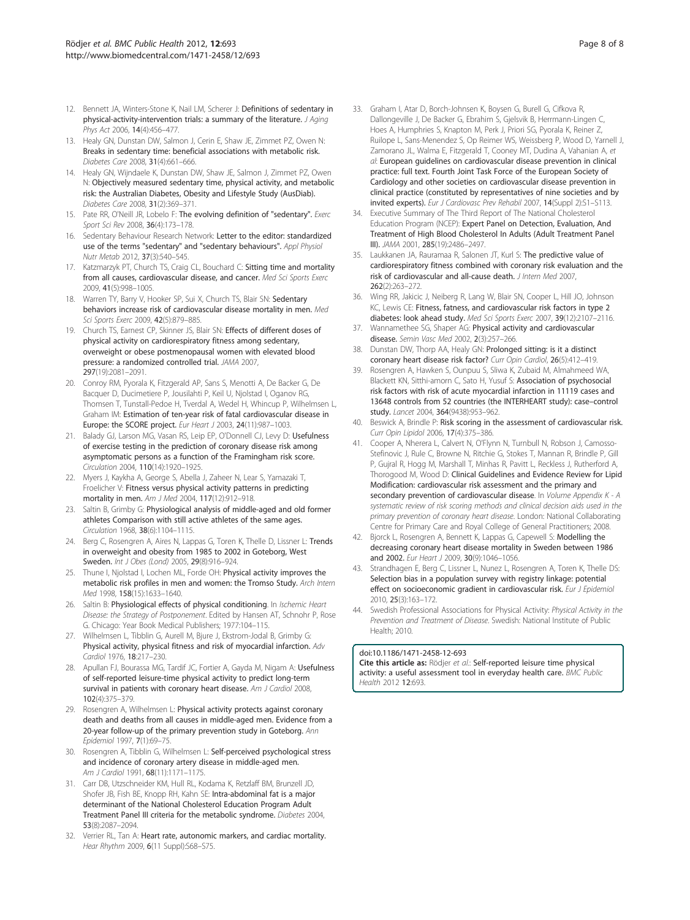12. Bennett JA, Winters-Stone K, Nail LM, Scherer J: Definitions of sedentary in physical-activity-intervention trials: a summary of the literature. *J Aging Phys Act* 2006, 14(4):456–477.
13. Healy GN, Dunstan DW, Salmon J, Cerin E, Shaw JE, Zimmet PZ, Owen N: Breaks in sedentary time: beneficial associations with metabolic risk. *Diabetes Care* 2008, 31(4):661–666.
14. Healy GN, Wijndaele K, Dunstan DW, Shaw JE, Salmon J, Zimmet PZ, Owen N: Objectively measured sedentary time, physical activity, and metabolic risk: the Australian Diabetes, Obesity and Lifestyle Study (AusDiab). *Diabetes Care* 2008, 31(2):369–371.
15. Pate RR, O'Neill JR, Lobelo F: The evolving definition of "sedentary". *Exerc Sport Sci Rev* 2008, 36(4):173–178.
16. Sedentary Behaviour Research Network: Letter to the editor: standardized use of the terms "sedentary" and "sedentary behaviours". *Appl Physiol Nutr Metab* 2012, 37(3):540–545.
17. Katzmarzyk PT, Church TS, Craig CL, Bouchard C: Sitting time and mortality from all causes, cardiovascular disease, and cancer. *Med Sci Sports Exerc* 2009, 41(5):998–1005.
18. Warren TY, Barry V, Hooker SP, Sui X, Church TS, Blair SN: Sedentary behaviors increase risk of cardiovascular disease mortality in men. *Med Sci Sports Exerc* 2009, 42(5):879–885.
19. Church TS, Earnest CP, Skinner JS, Blair SN: Effects of different doses of physical activity on cardiorespiratory fitness among sedentary, overweight or obese postmenopausal women with elevated blood pressure: a randomized controlled trial. *JAMA* 2007, 297(19):2081–2091.
20. Conroy RM, Pyorala K, Fitzgerald AP, Sans S, Menotti A, De Backer G, De Bacquer D, Ducimetiere P, Jousilahti P, Keil U, Njolstad I, Oganov RG, Thomsen T, Tunstall-Pedoe H, Tverdal A, Wedel H, Whincup P, Wilhelmsen L, Graham IM: Estimation of ten-year risk of fatal cardiovascular disease in Europe: the SCORE project. *Eur Heart J* 2003, 24(11):987–1003.
21. Balady GJ, Larson MG, Vasan RS, Leip EP, O'Donnell CJ, Levy D: Usefulness of exercise testing in the prediction of coronary disease risk among asymptomatic persons as a function of the Framingham risk score. *Circulation* 2004, 110(14):1920–1925.
22. Myers J, Kaykha A, George S, Abella J, Zaheer N, Lear S, Yamazaki T, Froelicher V: Fitness versus physical activity patterns in predicting mortality in men. *Am J Med* 2004, 117(12):912–918.
23. Saltin B, Grimby G: Physiological analysis of middle-aged and old former athletes Comparison with still active athletes of the same ages. *Circulation* 1968, 38(6):1104–1115.
24. Berg C, Rosengren A, Aires N, Lappas G, Toren K, Thelle D, Lissner L: Trends in overweight and obesity from 1985 to 2002 in Goteborg, West Sweden. *Int J Obes (Lond)* 2005, 29(8):916–924.
25. Thune I, Njolstad I, Lochen ML, Forde OH: Physical activity improves the metabolic risk profiles in men and women: the Tromso Study. *Arch Intern Med* 1998, 158(15):1633–1640.
26. Saltin B: Physiological effects of physical conditioning. In *Ischemic Heart Disease: the Strategy of Postponement*. Edited by Hansen AT, Schnohr P, Rose G. Chicago: Year Book Medical Publishers; 1977:104–115.
27. Wilhelmsen L, Tibblin G, Aurell M, Bjure J, Ekstrom-Jodal B, Grimby G: Physical activity, physical fitness and risk of myocardial infarction. *Adv Cardiol* 1976, 18:217–230.
28. Apullan FJ, Bourassa MG, Tardif JC, Fortier A, Gayda M, Nigam A: Usefulness of self-reported leisure-time physical activity to predict long-term survival in patients with coronary heart disease. *Am J Cardiol* 2008, 102(4):375–379.
29. Rosengren A, Wilhelmsen L: Physical activity protects against coronary death and deaths from all causes in middle-aged men. Evidence from a 20-year follow-up of the primary prevention study in Goteborg. *Ann Epidemiol* 1997, 7(1):69–75.
30. Rosengren A, Tibblin G, Wilhelmsen L: Self-perceived psychological stress and incidence of coronary artery disease in middle-aged men. *Am J Cardiol* 1991, 68(11):1171–1175.
31. Carr DB, Utzschneider KM, Hull RL, Kodama K, Retzlaff BM, Brunzell JD, Shofer JB, Fish BE, Knopp RH, Kahn SE: Intra-abdominal fat is a major determinant of the National Cholesterol Education Program Adult Treatment Panel III criteria for the metabolic syndrome. *Diabetes* 2004, 53(8):2087–2094.
32. Verrier RL, Tan A: Heart rate, autonomic markers, and cardiac mortality. *Hear Rhythm* 2009, 6(11 Suppl):S68–S75.
33. Graham I, Atar D, Borch-Johnsen K, Boysen G, Burell G, Cifkova R, Dallongeville J, De Backer G, Ebrahim S, Gjelsvik B, Herrmann-Lingen C, Hoes A, Humphries S, Knapton M, Perk J, Priori SG, Pyorala K, Reiner Z, Ruilope L, Sans-Menendez S, Op Reimer WS, Weissberg P, Wood D, Yarnell J, Zamorano JL, Walma E, Fitzgerald T, Cooney MT, Dudina A, Vahanian A, *et al*: European guidelines on cardiovascular disease prevention in clinical practice: full text. Fourth Joint Task Force of the European Society of Cardiology and other societies on cardiovascular disease prevention in clinical practice (constituted by representatives of nine societies and by invited experts). *Eur J Cardiovasc Prev Rehabil* 2007, 14(Suppl 2):S1–S113.
34. Executive Summary of The Third Report of The National Cholesterol Education Program (NCEP): Expert Panel on Detection, Evaluation, And Treatment of High Blood Cholesterol In Adults (Adult Treatment Panel III). *JAMA* 2001, 285(19):2486–2497.
35. Laukkanen JA, Rauramaa R, Salonen JT, Kurl S: The predictive value of cardiorespiratory fitness combined with coronary risk evaluation and the risk of cardiovascular and all-cause death. *J Intern Med* 2007, 262(2):263–272.
36. Wing RR, Jakicic J, Neiberg R, Lang W, Blair SN, Cooper L, Hill JO, Johnson KC, Lewis CE: Fitness, fatness, and cardiovascular risk factors in type 2 diabetes: look ahead study. *Med Sci Sports Exerc* 2007, 39(12):2107–2116.
37. Wannamethee SG, Shaper AG: Physical activity and cardiovascular disease. *Semin Vasc Med* 2002, 2(3):257–266.
38. Dunstan DW, Thorp AA, Healy GN: Prolonged sitting: is it a distinct coronary heart disease risk factor? *Curr Opin Cardiol*, 26(5):412–419.
39. Rosengren A, Hawken S, Ounpuu S, Sliwa K, Zubaid M, Almahmeed WA, Blackett KN, Sitthi-amorn C, Sato H, Yusuf S: Association of psychosocial risk factors with risk of acute myocardial infarction in 11119 cases and 13648 controls from 52 countries (the INTERHEART study): case–control study. *Lancet* 2004, 364(9438):953–962.
40. Beswick A, Brindle P: Risk scoring in the assessment of cardiovascular risk. *Curr Opin Lipidol* 2006, 17(4):375–386.
41. Cooper A, Nherera L, Calvert N, O'Flynn N, Turnbull N, Robson J, Camosso-Stefinovic J, Rule C, Browne N, Ritchie G, Stokes T, Mannan R, Brindle P, Gill P, Gujral R, Hogg M, Marshall T, Minhas R, Pavitt L, Reckless J, Rutherford A, Thorogood M, Wood D: Clinical Guidelines and Evidence Review for Lipid Modification: cardiovascular risk assessment and the primary and secondary prevention of cardiovascular disease. In *Volume Appendix K - A systematic review of risk scoring methods and clinical decision aids used in the primary prevention of coronary heart disease*. London: National Collaborating Centre for Primary Care and Royal College of General Practitioners; 2008.
42. Bjorck L, Rosengren A, Bennett K, Lappas G, Capewell S: Modelling the decreasing coronary heart disease mortality in Sweden between 1986 and 2002. *Eur Heart J* 2009, 30(9):1046–1056.
43. Strandhagen E, Berg C, Lissner L, Nunez L, Rosengren A, Toren K, Thelle DS: Selection bias in a population survey with registry linkage: potential effect on socioeconomic gradient in cardiovascular risk. *Eur J Epidemiol* 2010, 25(3):163–172.
44. Swedish Professional Associations for Physical Activity: *Physical Activity in the Prevention and Treatment of Disease*. Swedish: National Institute of Public Health; 2010.

doi:10.1186/1471-2458-12-693

**Cite this article as:** Rödjer *et al.*: Self-reported leisure time physical activity: a useful assessment tool in everyday health care. *BMC Public Health* 2012 12:693.